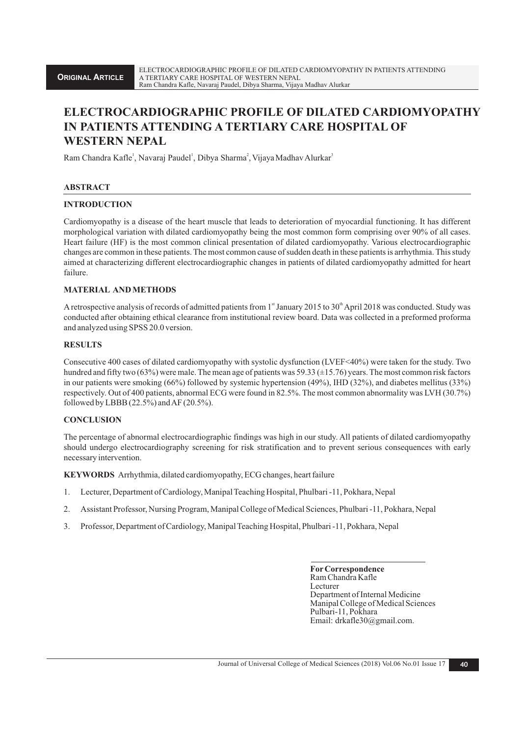**ORIGINAL ARTICLE**

# ELECTROCARDIOGRAPHIC PROFILE OF DILATED CARDIOMYOPATHY IN PATIENTS ATTENDING A TERTIARY CARE HOSPITAL OF WESTERN NEPAL

Ram Chandra Kafle[1], Navaraj Paudel[1], Dibya Sharma[2], Vijaya Madhav Alurkar[3]

## ABSTRACT

### INTRODUCTION

Cardiomyopathy is a disease of the heart muscle that leads to deterioration of myocardial functioning. It has different morphological variation with dilated cardiomyopathy being the most common form comprising over 90% of all cases. Heart failure (HF) is the most common clinical presentation of dilated cardiomyopathy. Various electrocardiographic changes are common in these patients. The most common cause of sudden death in these patients is arrhythmia. This study aimed at characterizing different electrocardiographic changes in patients of dilated cardiomyopathy admitted for heart failure.

### MATERIAL AND METHODS

A retrospective analysis of records of admitted patients from 1st January 2015 to 30th April 2018 was conducted. Study was conducted after obtaining ethical clearance from institutional review board. Data was collected in a preformed proforma and analyzed using SPSS 20.0 version.

### RESULTS

Consecutive 400 cases of dilated cardiomyopathy with systolic dysfunction (LVEF<40%) were taken for the study. Two hundred and fifty two (63%) were male. The mean age of patients was 59.33 (±15.76) years. The most common risk factors in our patients were smoking (66%) followed by systemic hypertension (49%), IHD (32%), and diabetes mellitus (33%) respectively. Out of 400 patients, abnormal ECG were found in 82.5%. The most common abnormality was LVH (30.7%) followed by LBBB (22.5%) and AF (20.5%).

### CONCLUSION

The percentage of abnormal electrocardiographic findings was high in our study. All patients of dilated cardiomyopathy should undergo electrocardiography screening for risk stratification and to prevent serious consequences with early necessary intervention.

**KEYWORDS** Arrhythmia, dilated cardiomyopathy, ECG changes, heart failure

1. Lecturer, Department of Cardiology, Manipal Teaching Hospital, Phulbari -11, Pokhara, Nepal
2. Assistant Professor, Nursing Program, Manipal College of Medical Sciences, Phulbari -11, Pokhara, Nepal
3. Professor, Department of Cardiology, Manipal Teaching Hospital, Phulbari -11, Pokhara, Nepal

**For Correspondence**
Ram Chandra Kafle
Lecturer
Department of Internal Medicine
Manipal College of Medical Sciences
Pulbari-11, Pokhara
Email: drkafle30@gmail.com.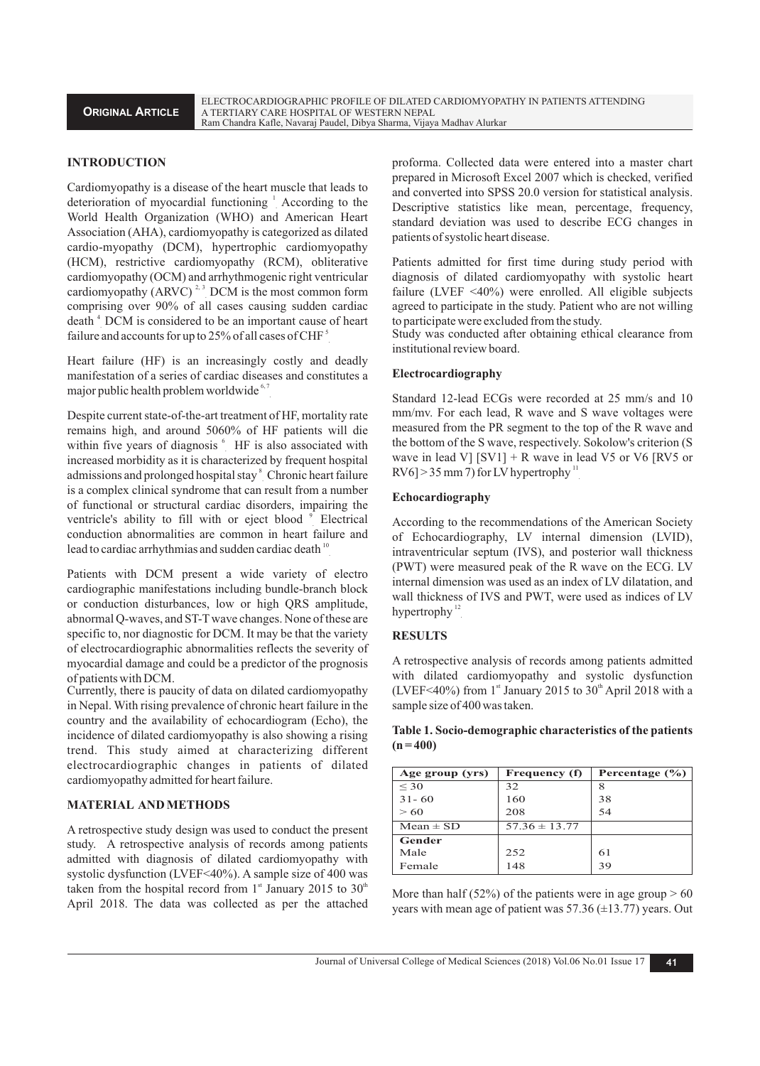## INTRODUCTION

Cardiomyopathy is a disease of the heart muscle that leads to deterioration of myocardial functioning [1]. According to the World Health Organization (WHO) and American Heart Association (AHA), cardiomyopathy is categorized as dilated cardio-myopathy (DCM), hypertrophic cardiomyopathy (HCM), restrictive cardiomyopathy (RCM), obliterative cardiomyopathy (OCM) and arrhythmogenic right ventricular cardiomyopathy (ARVC) [2, 3]. DCM is the most common form comprising over 90% of all cases causing sudden cardiac death [4]. DCM is considered to be an important cause of heart failure and accounts for up to 25% of all cases of CHF [5].

Heart failure (HF) is an increasingly costly and deadly manifestation of a series of cardiac diseases and constitutes a major public health problem worldwide [6, 7].

Despite current state-of-the-art treatment of HF, mortality rate remains high, and around 5060% of HF patients will die within five years of diagnosis [6]. HF is also associated with increased morbidity as it is characterized by frequent hospital admissions and prolonged hospital stay [8]. Chronic heart failure is a complex clinical syndrome that can result from a number of functional or structural cardiac disorders, impairing the ventricle's ability to fill with or eject blood [9]. Electrical conduction abnormalities are common in heart failure and lead to cardiac arrhythmias and sudden cardiac death [10].

Patients with DCM present a wide variety of electro cardiographic manifestations including bundle-branch block or conduction disturbances, low or high QRS amplitude, abnormal Q-waves, and ST-T wave changes. None of these are specific to, nor diagnostic for DCM. It may be that the variety of electrocardiographic abnormalities reflects the severity of myocardial damage and could be a predictor of the prognosis of patients with DCM.

Currently, there is paucity of data on dilated cardiomyopathy in Nepal. With rising prevalence of chronic heart failure in the country and the availability of echocardiogram (Echo), the incidence of dilated cardiomyopathy is also showing a rising trend. This study aimed at characterizing different electrocardiographic changes in patients of dilated cardiomyopathy admitted for heart failure.

## MATERIAL AND METHODS

A retrospective study design was used to conduct the present study. A retrospective analysis of records among patients admitted with diagnosis of dilated cardiomyopathy with systolic dysfunction (LVEF<40%). A sample size of 400 was taken from the hospital record from 1st January 2015 to 30th April 2018. The data was collected as per the attached proforma. Collected data were entered into a master chart prepared in Microsoft Excel 2007 which is checked, verified and converted into SPSS 20.0 version for statistical analysis. Descriptive statistics like mean, percentage, frequency, standard deviation was used to describe ECG changes in patients of systolic heart disease.

Patients admitted for first time during study period with diagnosis of dilated cardiomyopathy with systolic heart failure (LVEF <40%) were enrolled. All eligible subjects agreed to participate in the study. Patient who are not willing to participate were excluded from the study.

Study was conducted after obtaining ethical clearance from institutional review board.

### Electrocardiography

Standard 12-lead ECGs were recorded at 25 mm/s and 10 mm/mv. For each lead, R wave and S wave voltages were measured from the PR segment to the top of the R wave and the bottom of the S wave, respectively. Sokolow's criterion (S wave in lead V] [SV1] + R wave in lead V5 or V6 [RV5 or RV6] > 35 mm 7) for LV hypertrophy [11].

### Echocardiography

According to the recommendations of the American Society of Echocardiography, LV internal dimension (LVID), intraventricular septum (IVS), and posterior wall thickness (PWT) were measured peak of the R wave on the ECG. LV internal dimension was used as an index of LV dilatation, and wall thickness of IVS and PWT, were used as indices of LV hypertrophy [12].

## RESULTS

A retrospective analysis of records among patients admitted with dilated cardiomyopathy and systolic dysfunction (LVEF<40%) from 1st January 2015 to 30th April 2018 with a sample size of 400 was taken.

**Table 1. Socio-demographic characteristics of the patients (n = 400)**

| Age group (yrs) | Frequency (f) | Percentage (%) |
|---|---|---|
| ≤ 30 | 32 | 8 |
| 31- 60 | 160 | 38 |
| > 60 | 208 | 54 |
| Mean ± SD | 57.36 ± 13.77 | |
| **Gender** | | |
| Male | 252 | 61 |
| Female | 148 | 39 |

More than half (52%) of the patients were in age group > 60 years with mean age of patient was 57.36 (±13.77) years. Out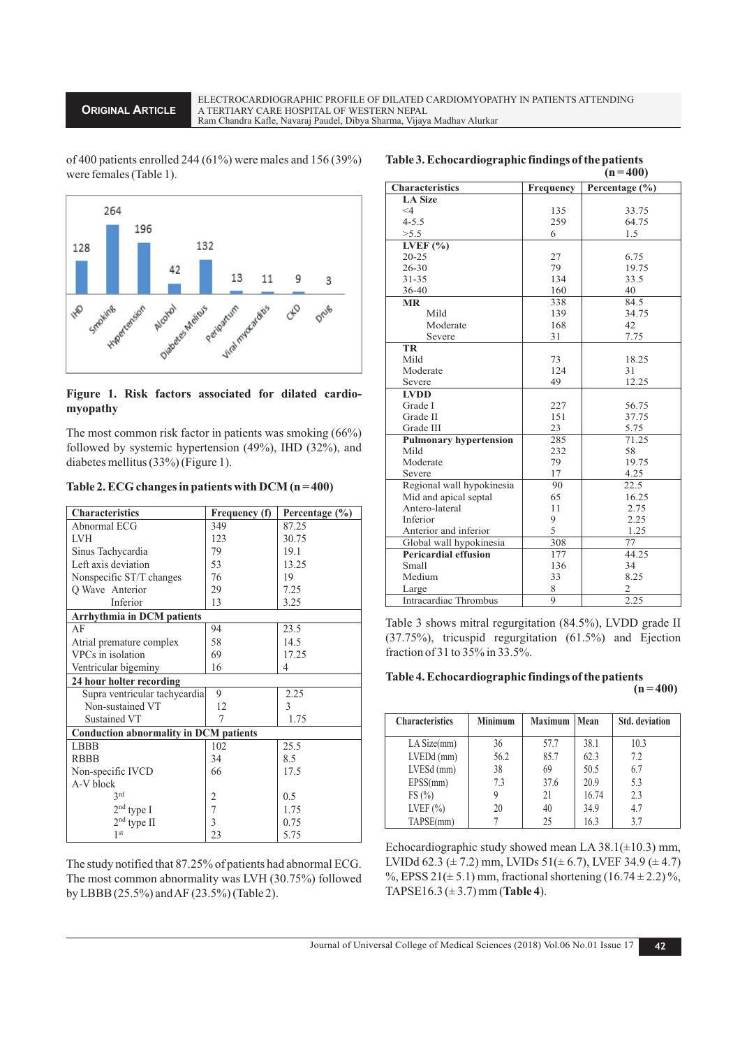of 400 patients enrolled 244 (61%) were males and 156 (39%) were females (Table 1).

**Figure 1. Risk factors associated for dilated cardiomyopathy**

The most common risk factor in patients was smoking (66%) followed by systemic hypertension (49%), IHD (32%), and diabetes mellitus (33%) (Figure 1).

**Table 2. ECG changes in patients with DCM (n = 400)**

| Characteristics | Frequency (f) | Percentage (%) |
|---|---|---|
| Abnormal ECG | 349 | 87.25 |
| LVH | 123 | 30.75 |
| Sinus Tachycardia | 79 | 19.1 |
| Left axis deviation | 53 | 13.25 |
| Nonspecific ST/T changes | 76 | 19 |
| Q Wave Anterior | 29 | 7.25 |
| Inferior | 13 | 3.25 |
| **Arrhythmia in DCM patients** | | |
| AF | 94 | 23.5 |
| Atrial premature complex | 58 | 14.5 |
| VPCs in isolation | 69 | 17.25 |
| Ventricular bigeminy | 16 | 4 |
| **24 hour holter recording** | | |
| Supra ventricular tachycardia | 9 | 2.25 |
| Non-sustained VT | 12 | 3 |
| Sustained VT | 7 | 1.75 |
| **Conduction abnormality in DCM patients** | | |
| LBBB | 102 | 25.5 |
| RBBB | 34 | 8.5 |
| Non-specific IVCD | 66 | 17.5 |
| A-V block | | |
| 3rd | 2 | 0.5 |
| 2nd type I | 7 | 1.75 |
| 2nd type II | 3 | 0.75 |
| 1st | 23 | 5.75 |

The study notified that 87.25% of patients had abnormal ECG. The most common abnormality was LVH (30.75%) followed by LBBB (25.5%) and AF (23.5%) (Table 2).

**Table 3. Echocardiographic findings of the patients (n = 400)**

| Characteristics | Frequency | Percentage (%) |
|---|---|---|
| **LA Size** | | |
| <4 | 135 | 33.75 |
| 4-5.5 | 259 | 64.75 |
| >5.5 | 6 | 1.5 |
| **LVEF (%)** | | |
| 20-25 | 27 | 6.75 |
| 26-30 | 79 | 19.75 |
| 31-35 | 134 | 33.5 |
| 36-40 | 160 | 40 |
| **MR** | 338 | 84.5 |
| Mild | 139 | 34.75 |
| Moderate | 168 | 42 |
| Severe | 31 | 7.75 |
| **TR** | | |
| Mild | 73 | 18.25 |
| Moderate | 124 | 31 |
| Severe | 49 | 12.25 |
| **LVDD** | | |
| Grade I | 227 | 56.75 |
| Grade II | 151 | 37.75 |
| Grade III | 23 | 5.75 |
| **Pulmonary hypertension** | 285 | 71.25 |
| Mild | 232 | 58 |
| Moderate | 79 | 19.75 |
| Severe | 17 | 4.25 |
| Regional wall hypokinesia | 90 | 22.5 |
| Mid and apical septal | 65 | 16.25 |
| Antero-lateral | 11 | 2.75 |
| Inferior | 9 | 2.25 |
| Anterior and inferior | 5 | 1.25 |
| Global wall hypokinesia | 308 | 77 |
| **Pericardial effusion** | 177 | 44.25 |
| Small | 136 | 34 |
| Medium | 33 | 8.25 |
| Large | 8 | 2 |
| Intracardiac Thrombus | 9 | 2.25 |

Table 3 shows mitral regurgitation (84.5%), LVDD grade II (37.75%), tricuspid regurgitation (61.5%) and Ejection fraction of 31 to 35% in 33.5%.

**Table 4. Echocardiographic findings of the patients (n = 400)**

| Characteristics | Minimum | Maximum | Mean | Std. deviation |
|---|---|---|---|---|
| LA Size(mm) | 36 | 57.7 | 38.1 | 10.3 |
| LVEDd (mm) | 56.2 | 85.7 | 62.3 | 7.2 |
| LVESd (mm) | 38 | 69 | 50.5 | 6.7 |
| EPSS(mm) | 7.3 | 37.6 | 20.9 | 5.3 |
| FS (%) | 9 | 21 | 16.74 | 2.3 |
| LVEF (%) | 20 | 40 | 34.9 | 4.7 |
| TAPSE(mm) | 7 | 25 | 16.3 | 3.7 |

Echocardiographic study showed mean LA 38.1(±10.3) mm, LVIDd 62.3 (± 7.2) mm, LVIDs 51(± 6.7), LVEF 34.9 (± 4.7) %, EPSS 21(± 5.1) mm, fractional shortening (16.74 ± 2.2) %, TAPSE16.3 (± 3.7) mm (**Table 4**).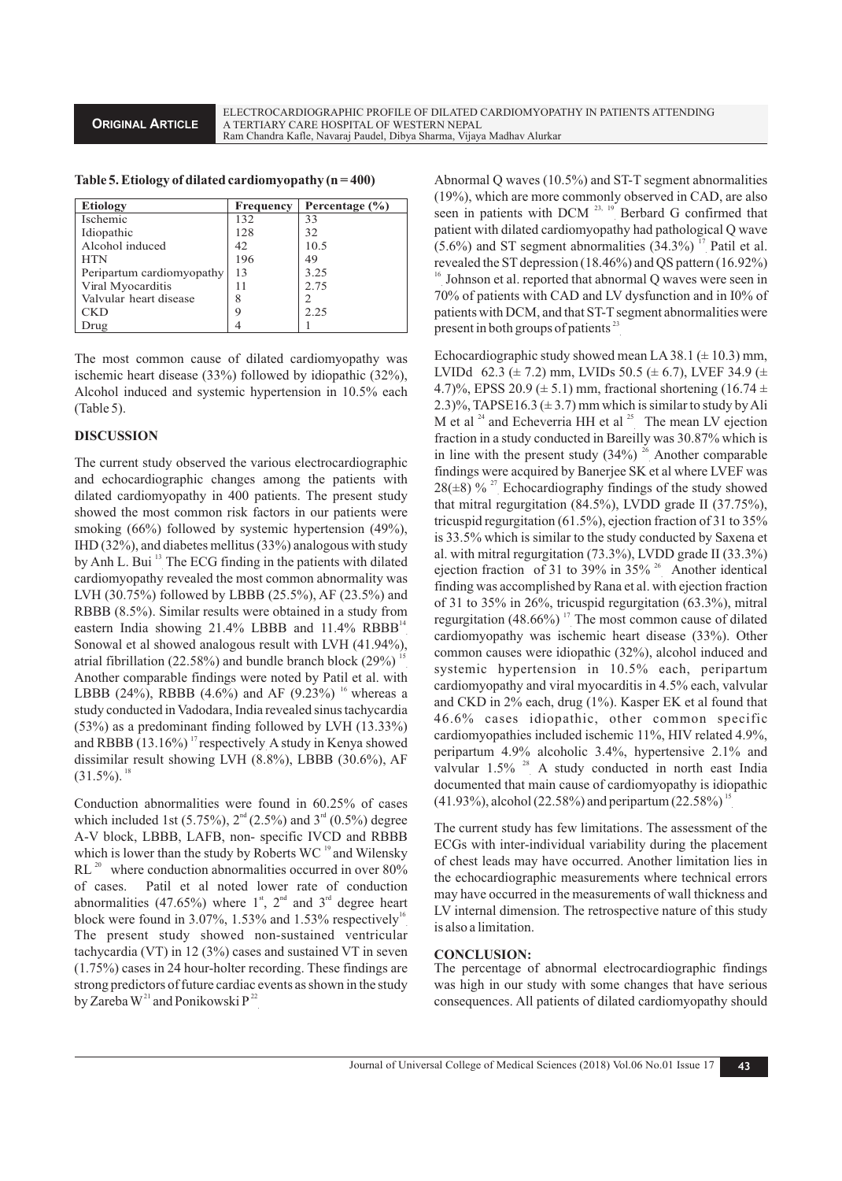**Table 5. Etiology of dilated cardiomyopathy (n = 400)**

| Etiology | Frequency | Percentage (%) |
|---|---|---|
| Ischemic | 132 | 33 |
| Idiopathic | 128 | 32 |
| Alcohol induced | 42 | 10.5 |
| HTN | 196 | 49 |
| Peripartum cardiomyopathy | 13 | 3.25 |
| Viral Myocarditis | 11 | 2.75 |
| Valvular heart disease | 8 | 2 |
| CKD | 9 | 2.25 |
| Drug | 4 | 1 |

The most common cause of dilated cardiomyopathy was ischemic heart disease (33%) followed by idiopathic (32%), Alcohol induced and systemic hypertension in 10.5% each (Table 5).

## DISCUSSION

The current study observed the various electrocardiographic and echocardiographic changes among the patients with dilated cardiomyopathy in 400 patients. The present study showed the most common risk factors in our patients were smoking (66%) followed by systemic hypertension (49%), IHD (32%), and diabetes mellitus (33%) analogous with study by Anh L. Bui [13]. The ECG finding in the patients with dilated cardiomyopathy revealed the most common abnormality was LVH (30.75%) followed by LBBB (25.5%), AF (23.5%) and RBBB (8.5%). Similar results were obtained in a study from eastern India showing 21.4% LBBB and 11.4% RBBB[14]. Sonowal et al showed analogous result with LVH (41.94%), atrial fibrillation (22.58%) and bundle branch block (29%) [15]. Another comparable findings were noted by Patil et al. with LBBB (24%), RBBB (4.6%) and AF (9.23%) [16] whereas a study conducted in Vadodara, India revealed sinus tachycardia (53%) as a predominant finding followed by LVH (13.33%) and RBBB (13.16%) [17] respectively. A study in Kenya showed dissimilar result showing LVH (8.8%), LBBB (30.6%), AF (31.5%). [18]

Conduction abnormalities were found in 60.25% of cases which included 1st (5.75%), 2nd (2.5%) and 3rd (0.5%) degree A-V block, LBBB, LAFB, non- specific IVCD and RBBB which is lower than the study by Roberts WC [19] and Wilensky RL [20] where conduction abnormalities occurred in over 80% of cases. Patil et al noted lower rate of conduction abnormalities (47.65%) where 1st, 2nd and 3rd degree heart block were found in 3.07%, 1.53% and 1.53% respectively[16]. The present study showed non-sustained ventricular tachycardia (VT) in 12 (3%) cases and sustained VT in seven (1.75%) cases in 24 hour-holter recording. These findings are strong predictors of future cardiac events as shown in the study by Zareba W[21] and Ponikowski P[22].

Abnormal Q waves (10.5%) and ST-T segment abnormalities (19%), which are more commonly observed in CAD, are also seen in patients with DCM [23, 19]. Berbard G confirmed that patient with dilated cardiomyopathy had pathological Q wave (5.6%) and ST segment abnormalities (34.3%) [17]. Patil et al. revealed the ST depression (18.46%) and QS pattern (16.92%) [16]. Johnson et al. reported that abnormal Q waves were seen in 70% of patients with CAD and LV dysfunction and in I0% of patients with DCM, and that ST-T segment abnormalities were present in both groups of patients [23].

Echocardiographic study showed mean LA 38.1 (± 10.3) mm, LVIDd 62.3 (± 7.2) mm, LVIDs 50.5 (± 6.7), LVEF 34.9 (± 4.7)%, EPSS 20.9 (± 5.1) mm, fractional shortening (16.74 ± 2.3)%, TAPSE16.3 (± 3.7) mm which is similar to study by Ali M et al [24] and Echeverria HH et al [25]. The mean LV ejection fraction in a study conducted in Bareilly was 30.87% which is in line with the present study (34%) [26]. Another comparable findings were acquired by Banerjee SK et al where LVEF was 28(±8) % [27]. Echocardiography findings of the study showed that mitral regurgitation (84.5%), LVDD grade II (37.75%), tricuspid regurgitation (61.5%), ejection fraction of 31 to 35% is 33.5% which is similar to the study conducted by Saxena et al. with mitral regurgitation (73.3%), LVDD grade II (33.3%) ejection fraction of 31 to 39% in 35% [26]. Another identical finding was accomplished by Rana et al. with ejection fraction of 31 to 35% in 26%, tricuspid regurgitation (63.3%), mitral regurgitation (48.66%) [17]. The most common cause of dilated cardiomyopathy was ischemic heart disease (33%). Other common causes were idiopathic (32%), alcohol induced and systemic hypertension in 10.5% each, peripartum cardiomyopathy and viral myocarditis in 4.5% each, valvular and CKD in 2% each, drug (1%). Kasper EK et al found that 46.6% cases idiopathic, other common specific cardiomyopathies included ischemic 11%, HIV related 4.9%, peripartum 4.9% alcoholic 3.4%, hypertensive 2.1% and valvular 1.5% [28]. A study conducted in north east India documented that main cause of cardiomyopathy is idiopathic (41.93%), alcohol (22.58%) and peripartum (22.58%) [15].

The current study has few limitations. The assessment of the ECGs with inter-individual variability during the placement of chest leads may have occurred. Another limitation lies in the echocardiographic measurements where technical errors may have occurred in the measurements of wall thickness and LV internal dimension. The retrospective nature of this study is also a limitation.

## CONCLUSION:

The percentage of abnormal electrocardiographic findings was high in our study with some changes that have serious consequences. All patients of dilated cardiomyopathy should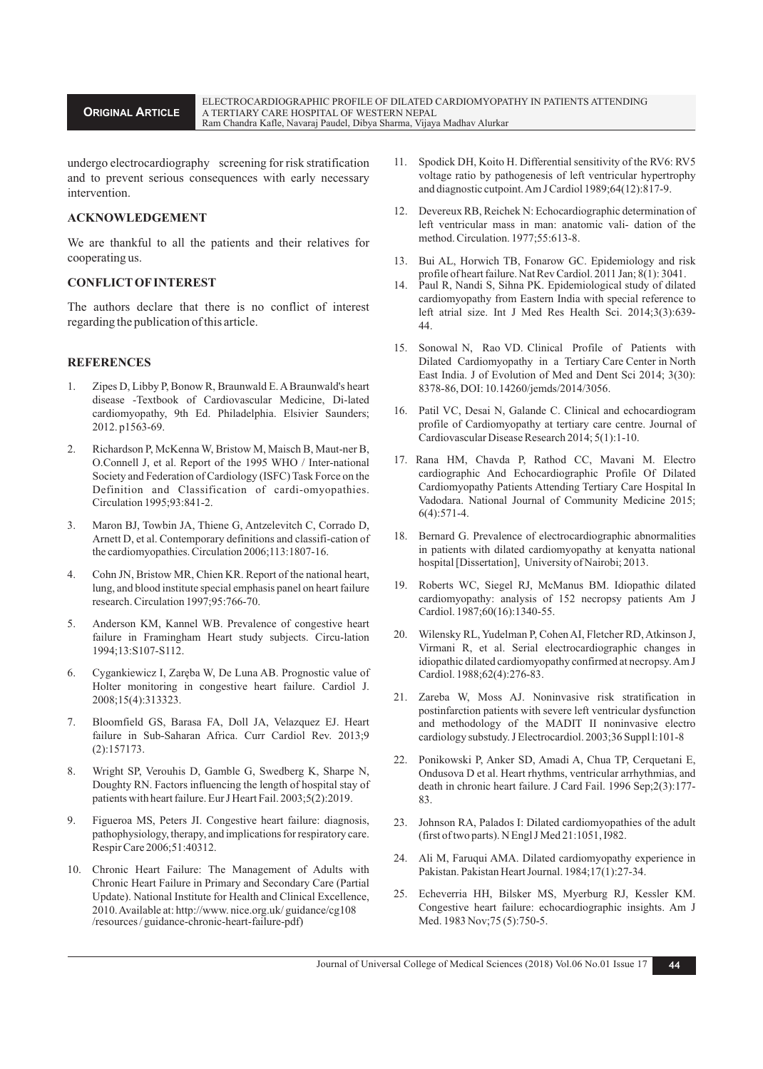undergo electrocardiography screening for risk stratification and to prevent serious consequences with early necessary intervention.

## ACKNOWLEDGEMENT

We are thankful to all the patients and their relatives for cooperating us.

## CONFLICT OF INTEREST

The authors declare that there is no conflict of interest regarding the publication of this article.

## REFERENCES

1. Zipes D, Libby P, Bonow R, Braunwald E. A Braunwald's heart disease -Textbook of Cardiovascular Medicine, Di-lated cardiomyopathy, 9th Ed. Philadelphia. Elsivier Saunders; 2012. p1563-69.
2. Richardson P, McKenna W, Bristow M, Maisch B, Maut-ner B, O.Connell J, et al. Report of the 1995 WHO / Inter-national Society and Federation of Cardiology (ISFC) Task Force on the Definition and Classification of cardi-omyopathies. Circulation 1995;93:841-2.
3. Maron BJ, Towbin JA, Thiene G, Antzelevitch C, Corrado D, Arnett D, et al. Contemporary definitions and classifi-cation of the cardiomyopathies. Circulation 2006;113:1807-16.
4. Cohn JN, Bristow MR, Chien KR. Report of the national heart, lung, and blood institute special emphasis panel on heart failure research. Circulation 1997;95:766-70.
5. Anderson KM, Kannel WB. Prevalence of congestive heart failure in Framingham Heart study subjects. Circu-lation 1994;13:S107-S112.
6. Cygankiewicz I, Zaręba W, De Luna AB. Prognostic value of Holter monitoring in congestive heart failure. Cardiol J. 2008;15(4):313323.
7. Bloomfield GS, Barasa FA, Doll JA, Velazquez EJ. Heart failure in Sub-Saharan Africa. Curr Cardiol Rev. 2013;9 (2):157173.
8. Wright SP, Verouhis D, Gamble G, Swedberg K, Sharpe N, Doughty RN. Factors influencing the length of hospital stay of patients with heart failure. Eur J Heart Fail. 2003;5(2):2019.
9. Figueroa MS, Peters JI. Congestive heart failure: diagnosis, pathophysiology, therapy, and implications for respiratory care. Respir Care 2006;51:40312.
10. Chronic Heart Failure: The Management of Adults with Chronic Heart Failure in Primary and Secondary Care (Partial Update). National Institute for Health and Clinical Excellence, 2010. Available at: http://www. nice.org.uk/ guidance/cg108 /resources / guidance-chronic-heart-failure-pdf)
11. Spodick DH, Koito H. Differential sensitivity of the RV6: RV5 voltage ratio by pathogenesis of left ventricular hypertrophy and diagnostic cutpoint. Am J Cardiol 1989;64(12):817-9.
12. Devereux RB, Reichek N: Echocardiographic determination of left ventricular mass in man: anatomic vali- dation of the method. Circulation. 1977;55:613-8.
13. Bui AL, Horwich TB, Fonarow GC. Epidemiology and risk profile of heart failure. Nat Rev Cardiol. 2011 Jan; 8(1): 3041.
14. Paul R, Nandi S, Sihna PK. Epidemiological study of dilated cardiomyopathy from Eastern India with special reference to left atrial size. Int J Med Res Health Sci. 2014;3(3):639-44.
15. Sonowal N, Rao VD. Clinical Profile of Patients with Dilated Cardiomyopathy in a Tertiary Care Center in North East India. J of Evolution of Med and Dent Sci 2014; 3(30): 8378-86, DOI: 10.14260/jemds/2014/3056.
16. Patil VC, Desai N, Galande C. Clinical and echocardiogram profile of Cardiomyopathy at tertiary care centre. Journal of Cardiovascular Disease Research 2014; 5(1):1-10.
17. Rana HM, Chavda P, Rathod CC, Mavani M. Electro cardiographic And Echocardiographic Profile Of Dilated Cardiomyopathy Patients Attending Tertiary Care Hospital In Vadodara. National Journal of Community Medicine 2015; 6(4):571-4.
18. Bernard G. Prevalence of electrocardiographic abnormalities in patients with dilated cardiomyopathy at kenyatta national hospital [Dissertation], University of Nairobi; 2013.
19. Roberts WC, Siegel RJ, McManus BM. Idiopathic dilated cardiomyopathy: analysis of 152 necropsy patients Am J Cardiol. 1987;60(16):1340-55.
20. Wilensky RL, Yudelman P, Cohen AI, Fletcher RD, Atkinson J, Virmani R, et al. Serial electrocardiographic changes in idiopathic dilated cardiomyopathy confirmed at necropsy. Am J Cardiol. 1988;62(4):276-83.
21. Zareba W, Moss AJ. Noninvasive risk stratification in postinfarction patients with severe left ventricular dysfunction and methodology of the MADIT II noninvasive electro cardiology substudy. J Electrocardiol. 2003;36 Suppl l:101-8
22. Ponikowski P, Anker SD, Amadi A, Chua TP, Cerquetani E, Ondusova D et al. Heart rhythms, ventricular arrhythmias, and death in chronic heart failure. J Card Fail. 1996 Sep;2(3):177-83.
23. Johnson RA, Palados I: Dilated cardiomyopathies of the adult (first of two parts). N Engl J Med 21:1051, I982.
24. Ali M, Faruqui AMA. Dilated cardiomyopathy experience in Pakistan. Pakistan Heart Journal. 1984;17(1):27-34.
25. Echeverria HH, Bilsker MS, Myerburg RJ, Kessler KM. Congestive heart failure: echocardiographic insights. Am J Med. 1983 Nov;75 (5):750-5.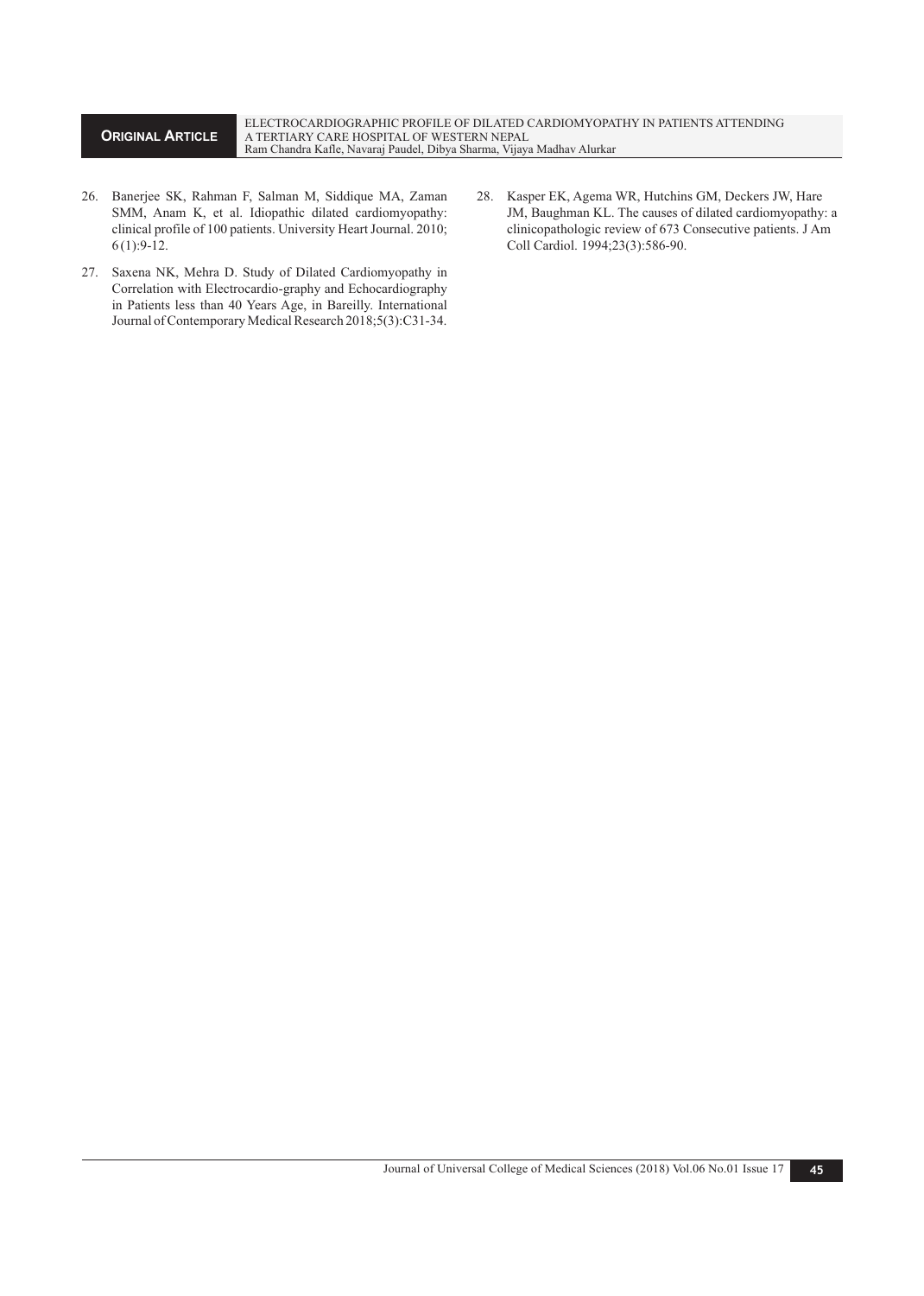26. Banerjee SK, Rahman F, Salman M, Siddique MA, Zaman SMM, Anam K, et al. Idiopathic dilated cardiomyopathy: clinical profile of 100 patients. University Heart Journal. 2010; 6(1):9-12.

27. Saxena NK, Mehra D. Study of Dilated Cardiomyopathy in Correlation with Electrocardio-graphy and Echocardiography in Patients less than 40 Years Age, in Bareilly. International Journal of Contemporary Medical Research 2018;5(3):C31-34.

28. Kasper EK, Agema WR, Hutchins GM, Deckers JW, Hare JM, Baughman KL. The causes of dilated cardiomyopathy: a clinicopathologic review of 673 Consecutive patients. J Am Coll Cardiol. 1994;23(3):586-90.